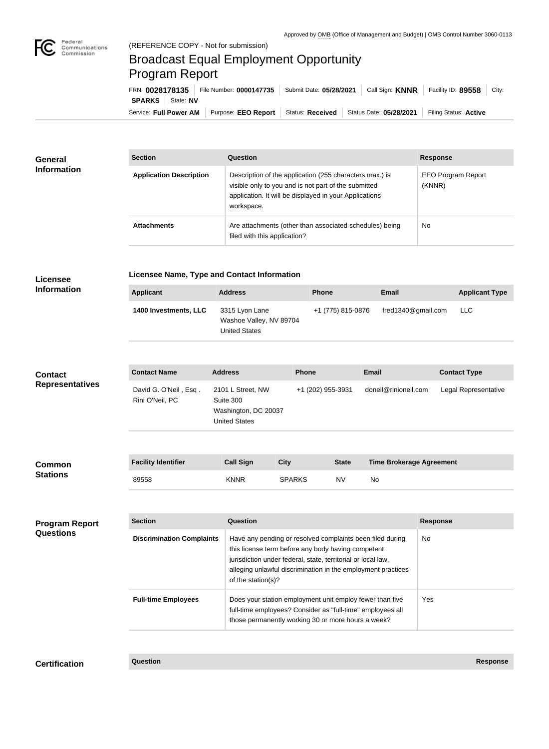Approved by OMB (Office of Management and Budget) | OMB Control Number 3060-0113

(REFERENCE COPY - Not for submission)

# Broadcast Equal Employment Opportunity Program Report

FRN: **0028178135** | File Number: **0000147735** | Submit Date: **05/28/2021** | Call Sign: **KNNR** | Facility ID: **89558** | City: **SPARKS** | State: **NV**

Service: **Full Power AM** | Purpose: **EEO Report** | Status: **Received** | Status Date: **05/28/2021** | Filing Status: **Active**

## General Information

| Section | Question | Response |
|---|---|---|
| **Application Description** | Description of the application (255 characters max.) is visible only to you and is not part of the submitted application. It will be displayed in your Applications workspace. | EEO Program Report (KNNR) |
| **Attachments** | Are attachments (other than associated schedules) being filed with this application? | No |

## Licensee Information

**Licensee Name, Type and Contact Information**

| Applicant | Address | Phone | Email | Applicant Type |
|---|---|---|---|---|
| **1400 Investments, LLC** | 3315 Lyon Lane<br>Washoe Valley, NV 89704<br>United States | +1 (775) 815-0876 | fred1340@gmail.com | LLC |

## Contact Representatives

| Contact Name | Address | Phone | Email | Contact Type |
|---|---|---|---|---|
| David G. O'Neil , Esq .<br>Rini O'Neil, PC | 2101 L Street, NW<br>Suite 300<br>Washington, DC 20037<br>United States | +1 (202) 955-3931 | doneil@rinioneil.com | Legal Representative |

## Common Stations

| Facility Identifier | Call Sign | City | State | Time Brokerage Agreement |
|---|---|---|---|---|
| 89558 | KNNR | SPARKS | NV | No |

## Program Report Questions

| Section | Question | Response |
|---|---|---|
| **Discrimination Complaints** | Have any pending or resolved complaints been filed during this license term before any body having competent jurisdiction under federal, state, territorial or local law, alleging unlawful discrimination in the employment practices of the station(s)? | No |
| **Full-time Employees** | Does your station employment unit employ fewer than five full-time employees? Consider as "full-time" employees all those permanently working 30 or more hours a week? | Yes |

## Certification

| Question | Response |
|---|---|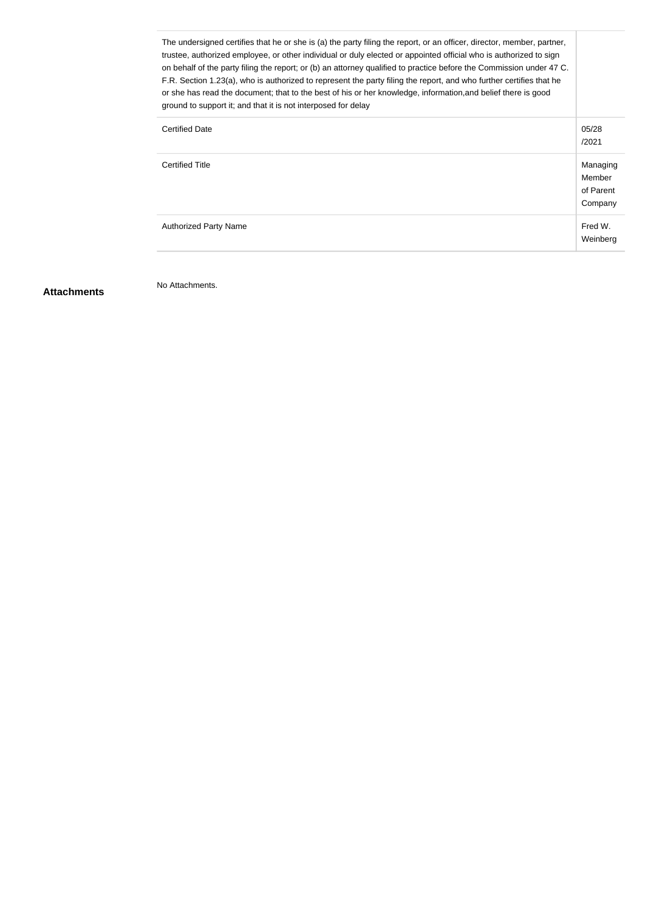| | |
|---|---|
| The undersigned certifies that he or she is (a) the party filing the report, or an officer, director, member, partner, trustee, authorized employee, or other individual or duly elected or appointed official who is authorized to sign on behalf of the party filing the report; or (b) an attorney qualified to practice before the Commission under 47 C.F.R. Section 1.23(a), who is authorized to represent the party filing the report, and who further certifies that he or she has read the document; that to the best of his or her knowledge, information,and belief there is good ground to support it; and that it is not interposed for delay | |
| Certified Date | 05/28/2021 |
| Certified Title | Managing Member of Parent Company |
| Authorized Party Name | Fred W. Weinberg |

**Attachments**

No Attachments.